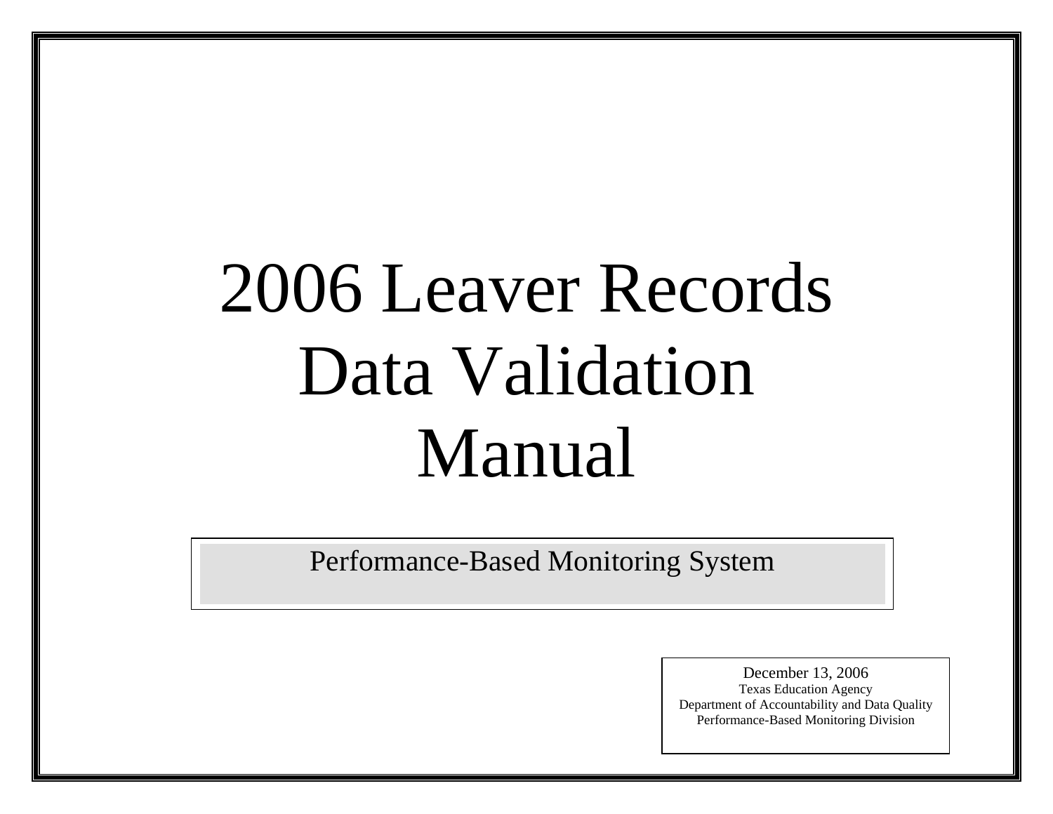# 2006 Leaver Records Data Validation Manual

Performance-Based Monitoring System

December 13, 2006
Texas Education Agency
Department of Accountability and Data Quality
Performance-Based Monitoring Division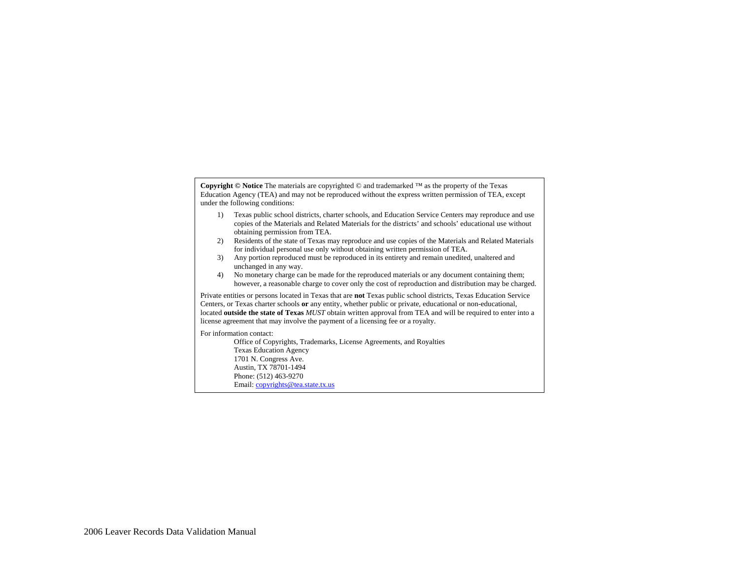**Copyright © Notice** The materials are copyrighted © and trademarked ™ as the property of the Texas Education Agency (TEA) and may not be reproduced without the express written permission of TEA, except under the following conditions:

1) Texas public school districts, charter schools, and Education Service Centers may reproduce and use copies of the Materials and Related Materials for the districts' and schools' educational use without obtaining permission from TEA.
2) Residents of the state of Texas may reproduce and use copies of the Materials and Related Materials for individual personal use only without obtaining written permission of TEA.
3) Any portion reproduced must be reproduced in its entirety and remain unedited, unaltered and unchanged in any way.
4) No monetary charge can be made for the reproduced materials or any document containing them; however, a reasonable charge to cover only the cost of reproduction and distribution may be charged.

Private entities or persons located in Texas that are **not** Texas public school districts, Texas Education Service Centers, or Texas charter schools **or** any entity, whether public or private, educational or non-educational, located **outside the state of Texas** *MUST* obtain written approval from TEA and will be required to enter into a license agreement that may involve the payment of a licensing fee or a royalty.

For information contact:

Office of Copyrights, Trademarks, License Agreements, and Royalties
Texas Education Agency
1701 N. Congress Ave.
Austin, TX 78701-1494
Phone: (512) 463-9270
Email: copyrights@tea.state.tx.us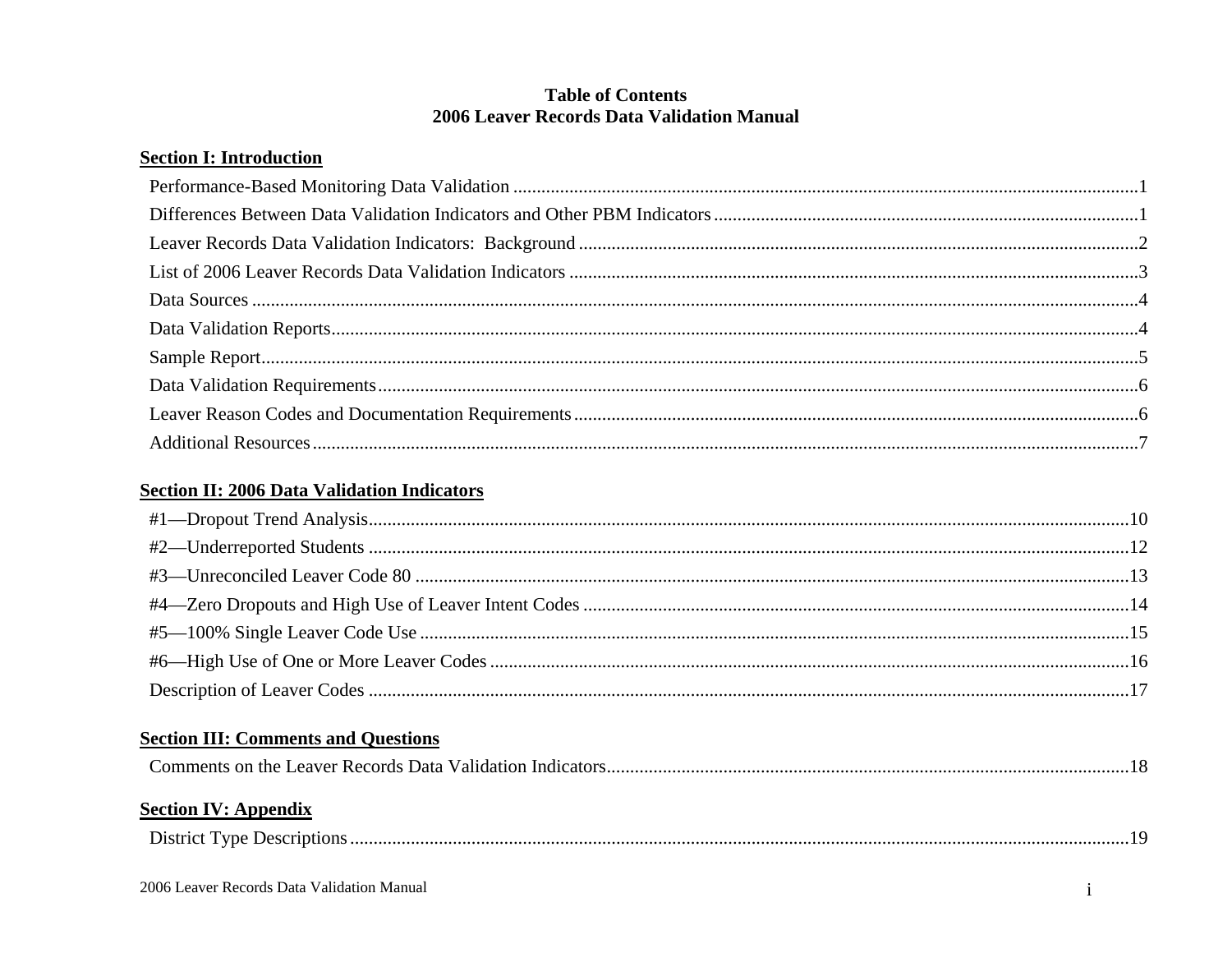# Table of Contents
# 2006 Leaver Records Data Validation Manual

## Section I: Introduction

Performance-Based Monitoring Data Validation ..... 1
Differences Between Data Validation Indicators and Other PBM Indicators ..... 1
Leaver Records Data Validation Indicators: Background ..... 2
List of 2006 Leaver Records Data Validation Indicators ..... 3
Data Sources ..... 4
Data Validation Reports ..... 4
Sample Report ..... 5
Data Validation Requirements ..... 6
Leaver Reason Codes and Documentation Requirements ..... 6
Additional Resources ..... 7

## Section II: 2006 Data Validation Indicators

#1—Dropout Trend Analysis ..... 10
#2—Underreported Students ..... 12
#3—Unreconciled Leaver Code 80 ..... 13
#4—Zero Dropouts and High Use of Leaver Intent Codes ..... 14
#5—100% Single Leaver Code Use ..... 15
#6—High Use of One or More Leaver Codes ..... 16
Description of Leaver Codes ..... 17

## Section III: Comments and Questions

Comments on the Leaver Records Data Validation Indicators ..... 18

## Section IV: Appendix

District Type Descriptions ..... 19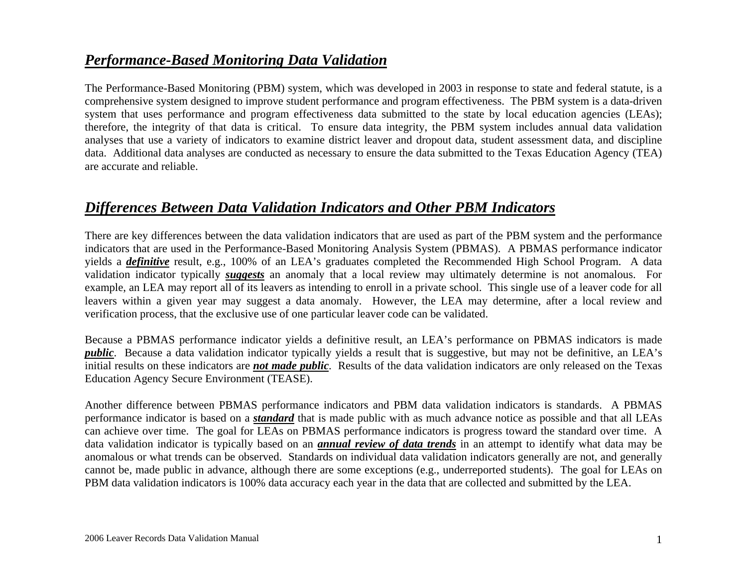## ***Performance-Based Monitoring Data Validation***

The Performance-Based Monitoring (PBM) system, which was developed in 2003 in response to state and federal statute, is a comprehensive system designed to improve student performance and program effectiveness. The PBM system is a data-driven system that uses performance and program effectiveness data submitted to the state by local education agencies (LEAs); therefore, the integrity of that data is critical. To ensure data integrity, the PBM system includes annual data validation analyses that use a variety of indicators to examine district leaver and dropout data, student assessment data, and discipline data. Additional data analyses are conducted as necessary to ensure the data submitted to the Texas Education Agency (TEA) are accurate and reliable.

## ***Differences Between Data Validation Indicators and Other PBM Indicators***

There are key differences between the data validation indicators that are used as part of the PBM system and the performance indicators that are used in the Performance-Based Monitoring Analysis System (PBMAS). A PBMAS performance indicator yields a ***definitive*** result, e.g., 100% of an LEA's graduates completed the Recommended High School Program. A data validation indicator typically ***suggests*** an anomaly that a local review may ultimately determine is not anomalous. For example, an LEA may report all of its leavers as intending to enroll in a private school. This single use of a leaver code for all leavers within a given year may suggest a data anomaly. However, the LEA may determine, after a local review and verification process, that the exclusive use of one particular leaver code can be validated.

Because a PBMAS performance indicator yields a definitive result, an LEA's performance on PBMAS indicators is made ***public***. Because a data validation indicator typically yields a result that is suggestive, but may not be definitive, an LEA's initial results on these indicators are ***not made public***. Results of the data validation indicators are only released on the Texas Education Agency Secure Environment (TEASE).

Another difference between PBMAS performance indicators and PBM data validation indicators is standards. A PBMAS performance indicator is based on a ***standard*** that is made public with as much advance notice as possible and that all LEAs can achieve over time. The goal for LEAs on PBMAS performance indicators is progress toward the standard over time. A data validation indicator is typically based on an ***annual review of data trends*** in an attempt to identify what data may be anomalous or what trends can be observed. Standards on individual data validation indicators generally are not, and generally cannot be, made public in advance, although there are some exceptions (e.g., underreported students). The goal for LEAs on PBM data validation indicators is 100% data accuracy each year in the data that are collected and submitted by the LEA.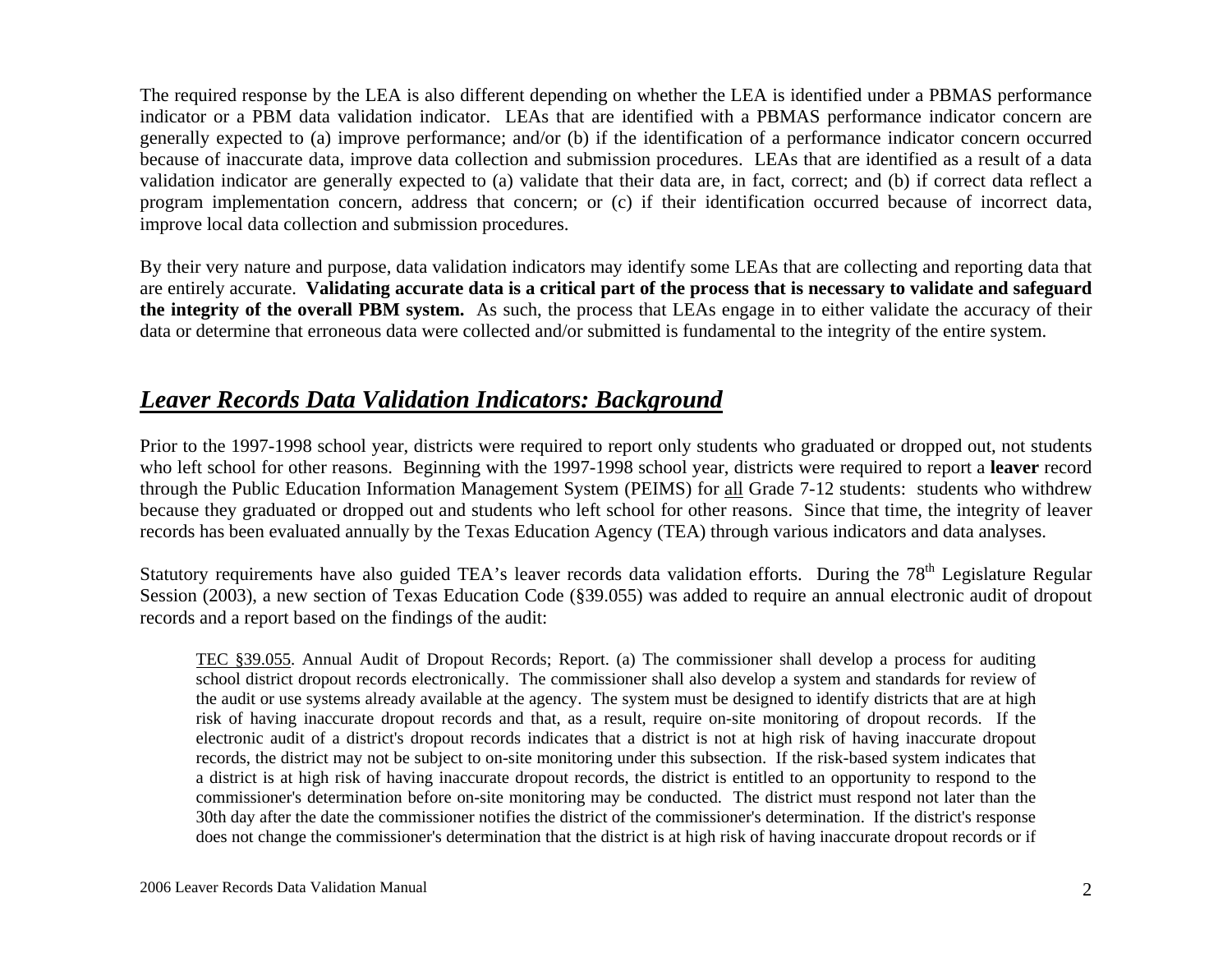The required response by the LEA is also different depending on whether the LEA is identified under a PBMAS performance indicator or a PBM data validation indicator. LEAs that are identified with a PBMAS performance indicator concern are generally expected to (a) improve performance; and/or (b) if the identification of a performance indicator concern occurred because of inaccurate data, improve data collection and submission procedures. LEAs that are identified as a result of a data validation indicator are generally expected to (a) validate that their data are, in fact, correct; and (b) if correct data reflect a program implementation concern, address that concern; or (c) if their identification occurred because of incorrect data, improve local data collection and submission procedures.

By their very nature and purpose, data validation indicators may identify some LEAs that are collecting and reporting data that are entirely accurate. **Validating accurate data is a critical part of the process that is necessary to validate and safeguard the integrity of the overall PBM system.** As such, the process that LEAs engage in to either validate the accuracy of their data or determine that erroneous data were collected and/or submitted is fundamental to the integrity of the entire system.

## ***Leaver Records Data Validation Indicators: Background***

Prior to the 1997-1998 school year, districts were required to report only students who graduated or dropped out, not students who left school for other reasons. Beginning with the 1997-1998 school year, districts were required to report a **leaver** record through the Public Education Information Management System (PEIMS) for all Grade 7-12 students: students who withdrew because they graduated or dropped out and students who left school for other reasons. Since that time, the integrity of leaver records has been evaluated annually by the Texas Education Agency (TEA) through various indicators and data analyses.

Statutory requirements have also guided TEA's leaver records data validation efforts. During the 78th Legislature Regular Session (2003), a new section of Texas Education Code (§39.055) was added to require an annual electronic audit of dropout records and a report based on the findings of the audit:

> TEC §39.055. Annual Audit of Dropout Records; Report. (a) The commissioner shall develop a process for auditing school district dropout records electronically. The commissioner shall also develop a system and standards for review of the audit or use systems already available at the agency. The system must be designed to identify districts that are at high risk of having inaccurate dropout records and that, as a result, require on-site monitoring of dropout records. If the electronic audit of a district's dropout records indicates that a district is not at high risk of having inaccurate dropout records, the district may not be subject to on-site monitoring under this subsection. If the risk-based system indicates that a district is at high risk of having inaccurate dropout records, the district is entitled to an opportunity to respond to the commissioner's determination before on-site monitoring may be conducted. The district must respond not later than the 30th day after the date the commissioner notifies the district of the commissioner's determination. If the district's response does not change the commissioner's determination that the district is at high risk of having inaccurate dropout records or if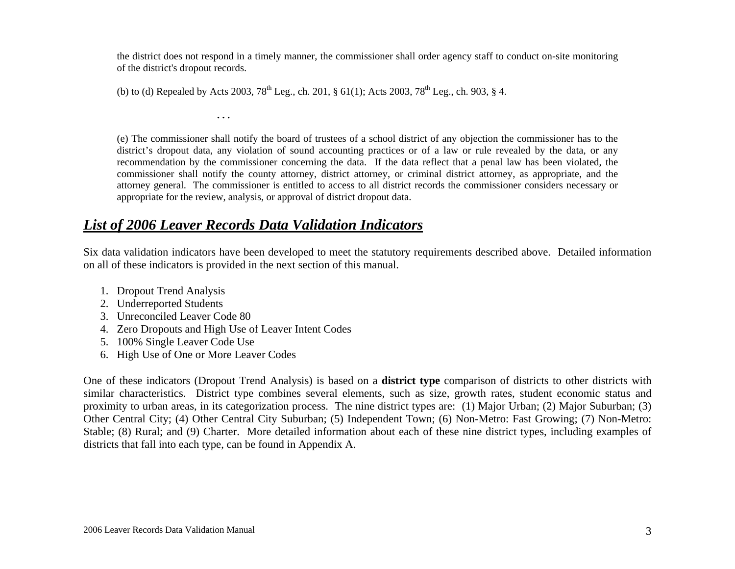the district does not respond in a timely manner, the commissioner shall order agency staff to conduct on-site monitoring of the district's dropout records.

(b) to (d) Repealed by Acts 2003, 78th Leg., ch. 201, § 61(1); Acts 2003, 78th Leg., ch. 903, § 4.

. . .

(e) The commissioner shall notify the board of trustees of a school district of any objection the commissioner has to the district's dropout data, any violation of sound accounting practices or of a law or rule revealed by the data, or any recommendation by the commissioner concerning the data. If the data reflect that a penal law has been violated, the commissioner shall notify the county attorney, district attorney, or criminal district attorney, as appropriate, and the attorney general. The commissioner is entitled to access to all district records the commissioner considers necessary or appropriate for the review, analysis, or approval of district dropout data.

## *List of 2006 Leaver Records Data Validation Indicators*

Six data validation indicators have been developed to meet the statutory requirements described above. Detailed information on all of these indicators is provided in the next section of this manual.

1. Dropout Trend Analysis
2. Underreported Students
3. Unreconciled Leaver Code 80
4. Zero Dropouts and High Use of Leaver Intent Codes
5. 100% Single Leaver Code Use
6. High Use of One or More Leaver Codes

One of these indicators (Dropout Trend Analysis) is based on a **district type** comparison of districts to other districts with similar characteristics. District type combines several elements, such as size, growth rates, student economic status and proximity to urban areas, in its categorization process. The nine district types are: (1) Major Urban; (2) Major Suburban; (3) Other Central City; (4) Other Central City Suburban; (5) Independent Town; (6) Non-Metro: Fast Growing; (7) Non-Metro: Stable; (8) Rural; and (9) Charter. More detailed information about each of these nine district types, including examples of districts that fall into each type, can be found in Appendix A.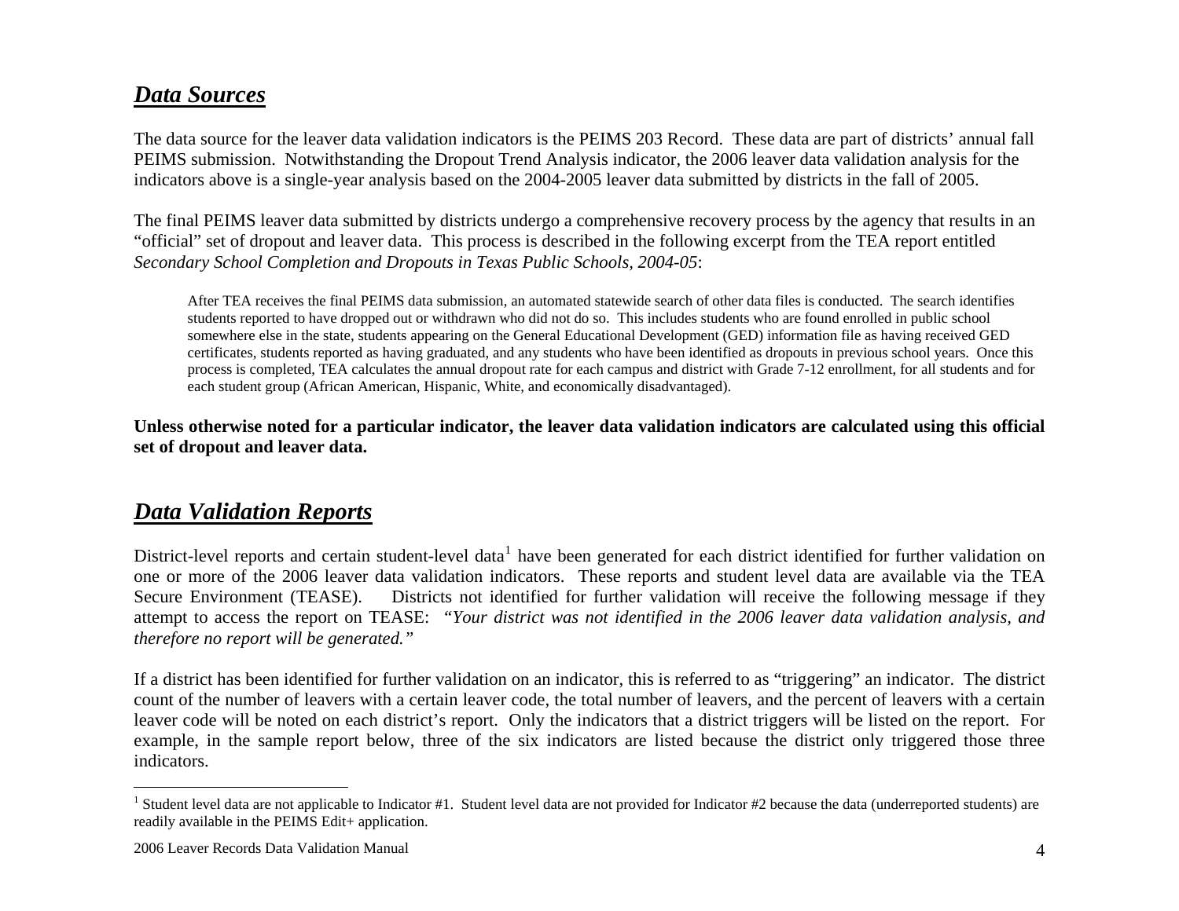## ***Data Sources***

The data source for the leaver data validation indicators is the PEIMS 203 Record. These data are part of districts' annual fall PEIMS submission. Notwithstanding the Dropout Trend Analysis indicator, the 2006 leaver data validation analysis for the indicators above is a single-year analysis based on the 2004-2005 leaver data submitted by districts in the fall of 2005.

The final PEIMS leaver data submitted by districts undergo a comprehensive recovery process by the agency that results in an "official" set of dropout and leaver data. This process is described in the following excerpt from the TEA report entitled *Secondary School Completion and Dropouts in Texas Public Schools, 2004-05*:

> After TEA receives the final PEIMS data submission, an automated statewide search of other data files is conducted. The search identifies students reported to have dropped out or withdrawn who did not do so. This includes students who are found enrolled in public school somewhere else in the state, students appearing on the General Educational Development (GED) information file as having received GED certificates, students reported as having graduated, and any students who have been identified as dropouts in previous school years. Once this process is completed, TEA calculates the annual dropout rate for each campus and district with Grade 7-12 enrollment, for all students and for each student group (African American, Hispanic, White, and economically disadvantaged).

**Unless otherwise noted for a particular indicator, the leaver data validation indicators are calculated using this official set of dropout and leaver data.**

## ***Data Validation Reports***

District-level reports and certain student-level data[1] have been generated for each district identified for further validation on one or more of the 2006 leaver data validation indicators. These reports and student level data are available via the TEA Secure Environment (TEASE). Districts not identified for further validation will receive the following message if they attempt to access the report on TEASE: *"Your district was not identified in the 2006 leaver data validation analysis, and therefore no report will be generated."*

If a district has been identified for further validation on an indicator, this is referred to as "triggering" an indicator. The district count of the number of leavers with a certain leaver code, the total number of leavers, and the percent of leavers with a certain leaver code will be noted on each district's report. Only the indicators that a district triggers will be listed on the report. For example, in the sample report below, three of the six indicators are listed because the district only triggered those three indicators.

[1] Student level data are not applicable to Indicator #1. Student level data are not provided for Indicator #2 because the data (underreported students) are readily available in the PEIMS Edit+ application.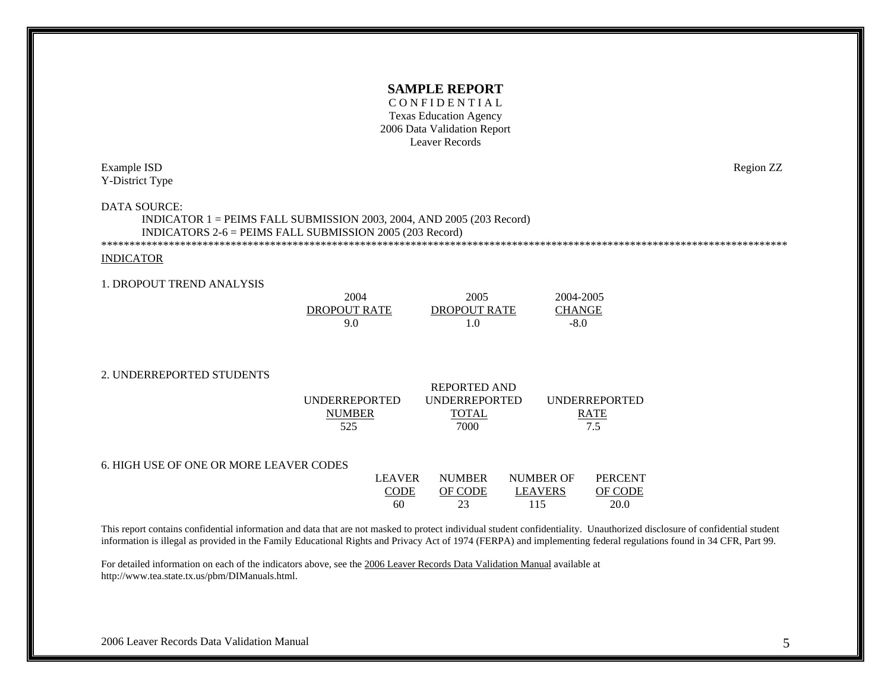**SAMPLE REPORT**

C O N F I D E N T I A L

Texas Education Agency

2006 Data Validation Report

Leaver Records

Example ISD

Y-District Type

Region ZZ

DATA SOURCE:

INDICATOR 1 = PEIMS FALL SUBMISSION 2003, 2004, AND 2005 (203 Record)

INDICATORS 2-6 = PEIMS FALL SUBMISSION 2005 (203 Record)

*******************************************************************************************************************************

INDICATOR

1. DROPOUT TREND ANALYSIS

| 2004 DROPOUT RATE | 2005 DROPOUT RATE | 2004-2005 CHANGE |
|---|---|---|
| 9.0 | 1.0 | -8.0 |

2. UNDERREPORTED STUDENTS

| UNDERREPORTED NUMBER | REPORTED AND UNDERREPORTED TOTAL | UNDERREPORTED RATE |
|---|---|---|
| 525 | 7000 | 7.5 |

6. HIGH USE OF ONE OR MORE LEAVER CODES

| LEAVER CODE | NUMBER OF CODE | NUMBER OF LEAVERS | PERCENT OF CODE |
|---|---|---|---|
| 60 | 23 | 115 | 20.0 |

This report contains confidential information and data that are not masked to protect individual student confidentiality. Unauthorized disclosure of confidential student information is illegal as provided in the Family Educational Rights and Privacy Act of 1974 (FERPA) and implementing federal regulations found in 34 CFR, Part 99.

For detailed information on each of the indicators above, see the 2006 Leaver Records Data Validation Manual available at http://www.tea.state.tx.us/pbm/DIManuals.html.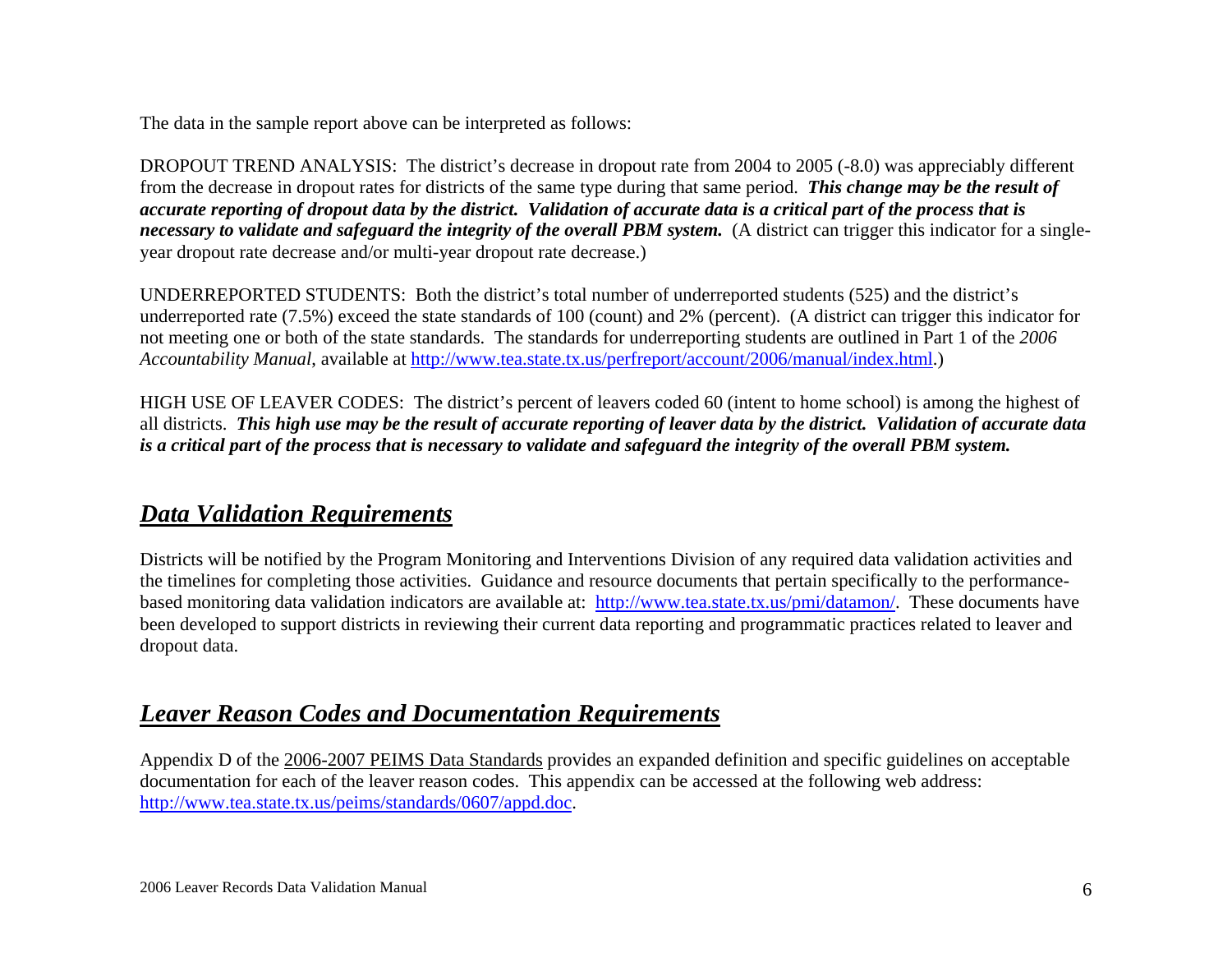The data in the sample report above can be interpreted as follows:

DROPOUT TREND ANALYSIS: The district's decrease in dropout rate from 2004 to 2005 (-8.0) was appreciably different from the decrease in dropout rates for districts of the same type during that same period. ***This change may be the result of accurate reporting of dropout data by the district. Validation of accurate data is a critical part of the process that is necessary to validate and safeguard the integrity of the overall PBM system.*** (A district can trigger this indicator for a single-year dropout rate decrease and/or multi-year dropout rate decrease.)

UNDERREPORTED STUDENTS: Both the district's total number of underreported students (525) and the district's underreported rate (7.5%) exceed the state standards of 100 (count) and 2% (percent). (A district can trigger this indicator for not meeting one or both of the state standards. The standards for underreporting students are outlined in Part 1 of the *2006 Accountability Manual*, available at http://www.tea.state.tx.us/perfreport/account/2006/manual/index.html.)

HIGH USE OF LEAVER CODES: The district's percent of leavers coded 60 (intent to home school) is among the highest of all districts. ***This high use may be the result of accurate reporting of leaver data by the district. Validation of accurate data is a critical part of the process that is necessary to validate and safeguard the integrity of the overall PBM system.***

## *Data Validation Requirements*

Districts will be notified by the Program Monitoring and Interventions Division of any required data validation activities and the timelines for completing those activities. Guidance and resource documents that pertain specifically to the performance-based monitoring data validation indicators are available at: http://www.tea.state.tx.us/pmi/datamon/. These documents have been developed to support districts in reviewing their current data reporting and programmatic practices related to leaver and dropout data.

## *Leaver Reason Codes and Documentation Requirements*

Appendix D of the 2006-2007 PEIMS Data Standards provides an expanded definition and specific guidelines on acceptable documentation for each of the leaver reason codes. This appendix can be accessed at the following web address: http://www.tea.state.tx.us/peims/standards/0607/appd.doc.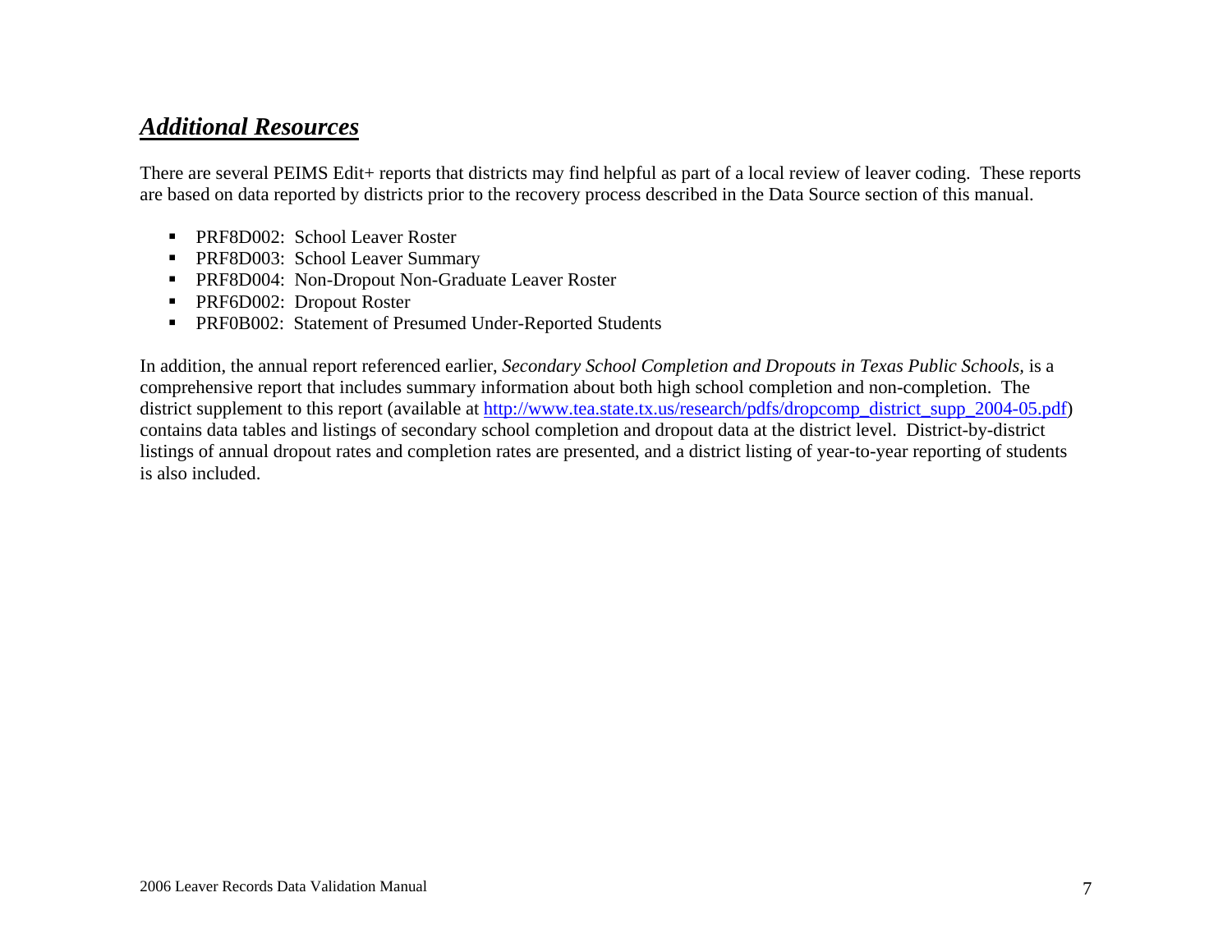## ***Additional Resources***

There are several PEIMS Edit+ reports that districts may find helpful as part of a local review of leaver coding. These reports are based on data reported by districts prior to the recovery process described in the Data Source section of this manual.

- PRF8D002: School Leaver Roster
- PRF8D003: School Leaver Summary
- PRF8D004: Non-Dropout Non-Graduate Leaver Roster
- PRF6D002: Dropout Roster
- PRF0B002: Statement of Presumed Under-Reported Students

In addition, the annual report referenced earlier, *Secondary School Completion and Dropouts in Texas Public Schools*, is a comprehensive report that includes summary information about both high school completion and non-completion. The district supplement to this report (available at http://www.tea.state.tx.us/research/pdfs/dropcomp_district_supp_2004-05.pdf) contains data tables and listings of secondary school completion and dropout data at the district level. District-by-district listings of annual dropout rates and completion rates are presented, and a district listing of year-to-year reporting of students is also included.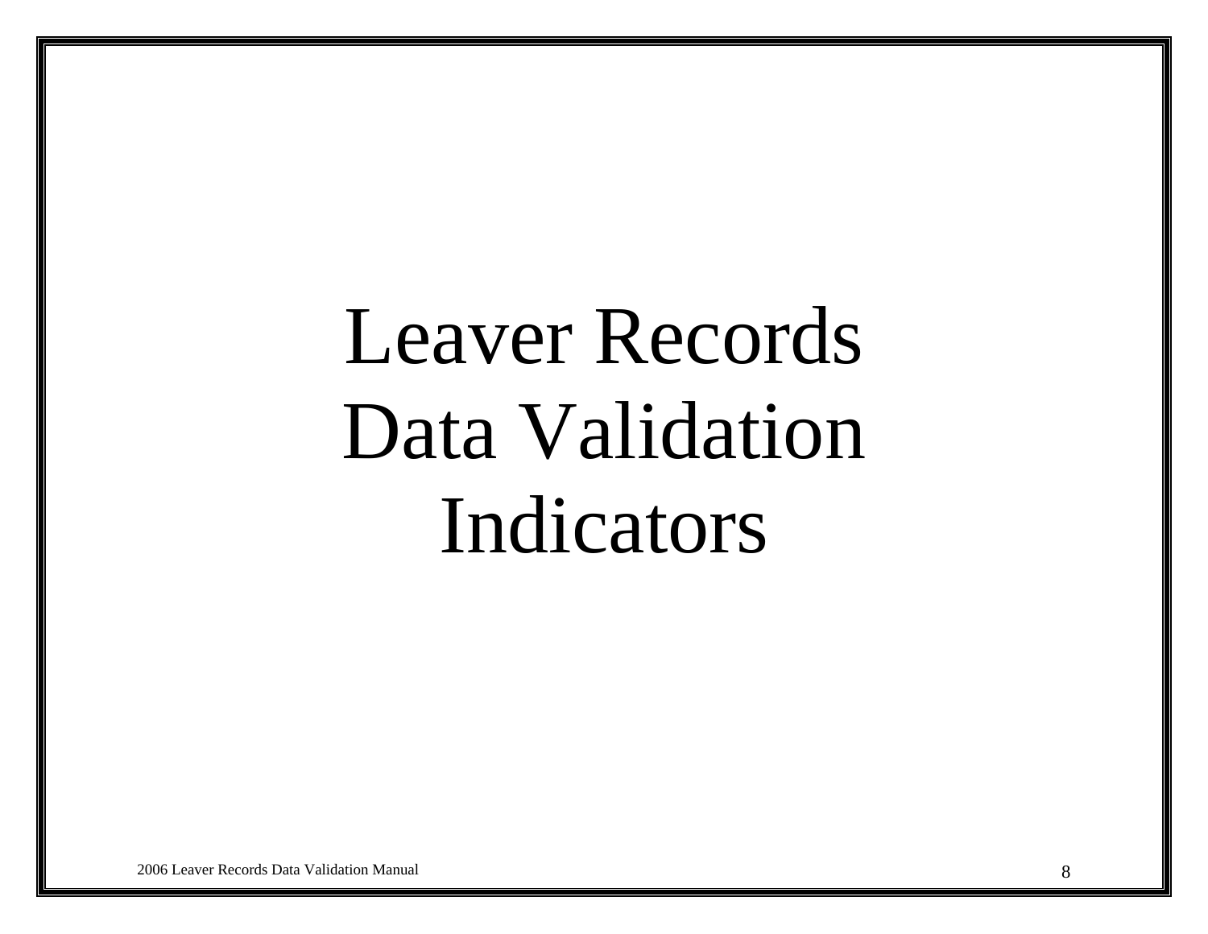# Leaver Records Data Validation Indicators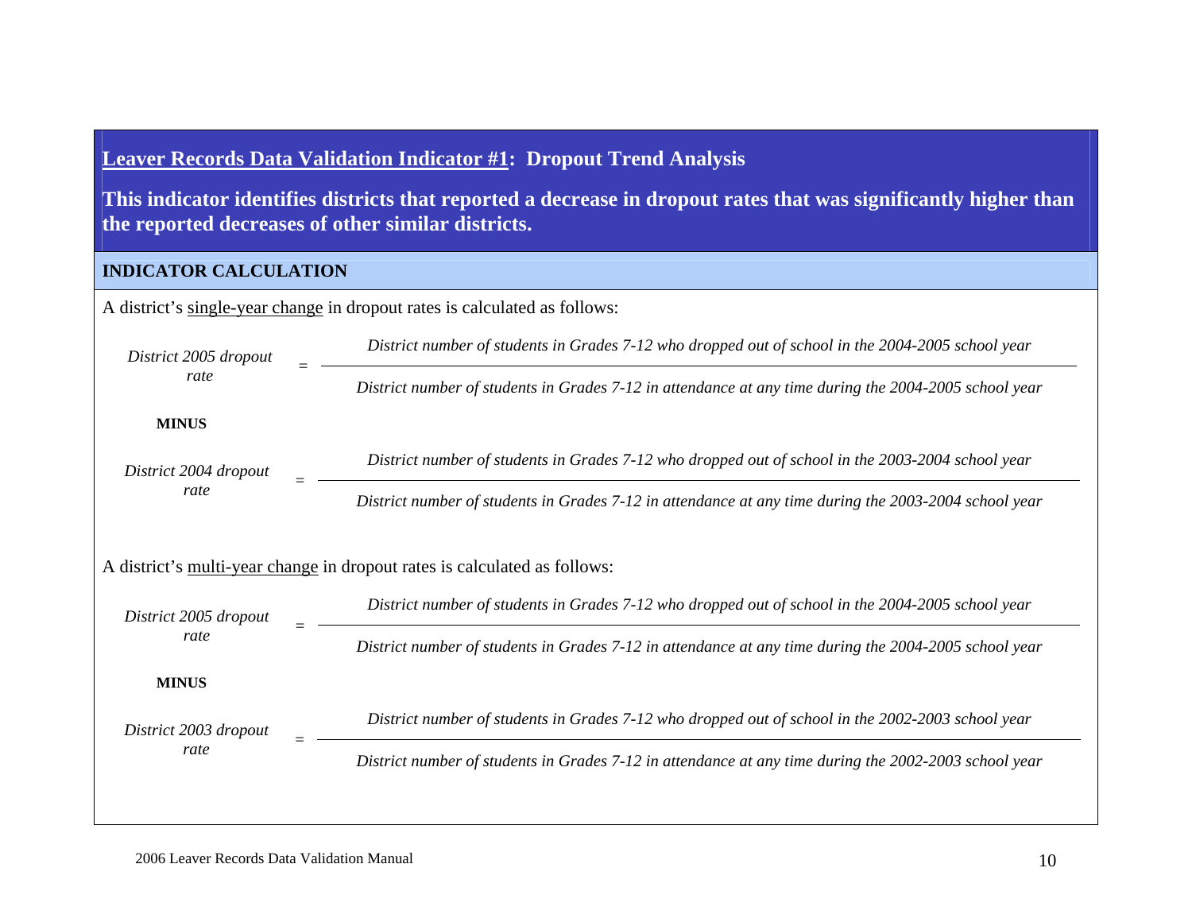## Leaver Records Data Validation Indicator #1: Dropout Trend Analysis

**This indicator identifies districts that reported a decrease in dropout rates that was significantly higher than the reported decreases of other similar districts.**

### INDICATOR CALCULATION

A district's single-year change in dropout rates is calculated as follows:

$$\textit{District 2005 dropout rate} = \frac{\textit{District number of students in Grades 7-12 who dropped out of school in the 2004-2005 school year}}{\textit{District number of students in Grades 7-12 in attendance at any time during the 2004-2005 school year}}$$

**MINUS**

$$\textit{District 2004 dropout rate} = \frac{\textit{District number of students in Grades 7-12 who dropped out of school in the 2003-2004 school year}}{\textit{District number of students in Grades 7-12 in attendance at any time during the 2003-2004 school year}}$$

A district's multi-year change in dropout rates is calculated as follows:

$$\textit{District 2005 dropout rate} = \frac{\textit{District number of students in Grades 7-12 who dropped out of school in the 2004-2005 school year}}{\textit{District number of students in Grades 7-12 in attendance at any time during the 2004-2005 school year}}$$

**MINUS**

$$\textit{District 2003 dropout rate} = \frac{\textit{District number of students in Grades 7-12 who dropped out of school in the 2002-2003 school year}}{\textit{District number of students in Grades 7-12 in attendance at any time during the 2002-2003 school year}}$$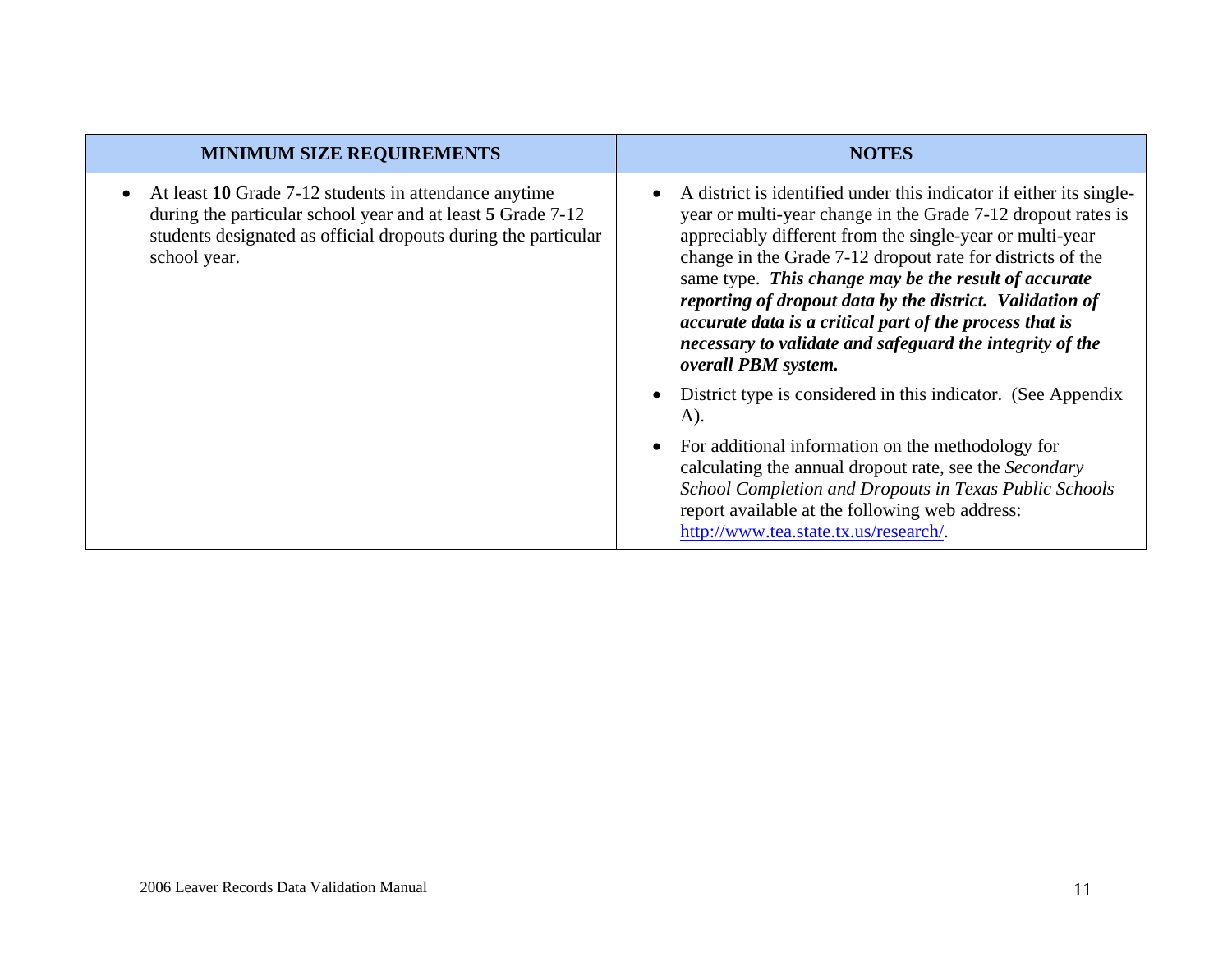| MINIMUM SIZE REQUIREMENTS | NOTES |
|---|---|
| • At least **10** Grade 7-12 students in attendance anytime during the particular school year and at least **5** Grade 7-12 students designated as official dropouts during the particular school year. | • A district is identified under this indicator if either its single-year or multi-year change in the Grade 7-12 dropout rates is appreciably different from the single-year or multi-year change in the Grade 7-12 dropout rate for districts of the same type. ***This change may be the result of accurate reporting of dropout data by the district. Validation of accurate data is a critical part of the process that is necessary to validate and safeguard the integrity of the overall PBM system.*** <br> • District type is considered in this indicator. (See Appendix A). <br> • For additional information on the methodology for calculating the annual dropout rate, see the *Secondary School Completion and Dropouts in Texas Public Schools* report available at the following web address: http://www.tea.state.tx.us/research/. |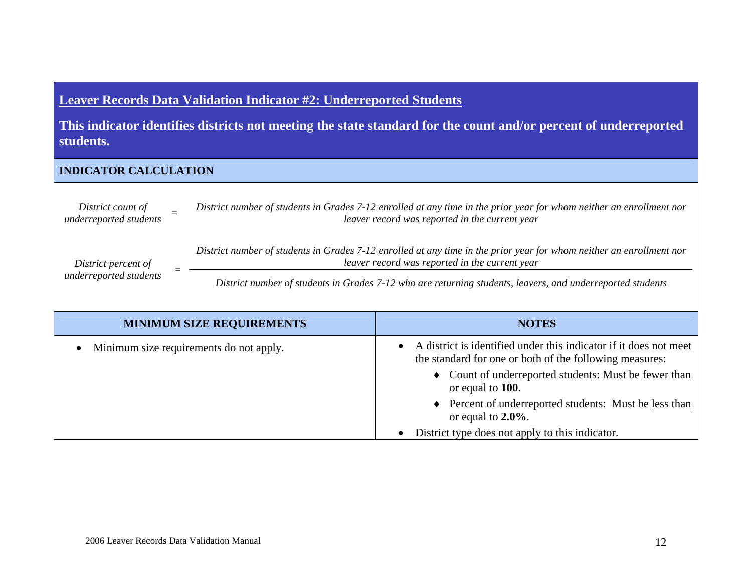## Leaver Records Data Validation Indicator #2: Underreported Students

**This indicator identifies districts not meeting the state standard for the count and/or percent of underreported students.**

**INDICATOR CALCULATION**

*District count of underreported students* = *District number of students in Grades 7-12 enrolled at any time in the prior year for whom neither an enrollment nor leaver record was reported in the current year*

$$\textit{District percent of underreported students} = \frac{\textit{District number of students in Grades 7-12 enrolled at any time in the prior year for whom neither an enrollment nor leaver record was reported in the current year}}{\textit{District number of students in Grades 7-12 who are returning students, leavers, and underreported students}}$$

| MINIMUM SIZE REQUIREMENTS | NOTES |
|---|---|
| • Minimum size requirements do not apply. | • A district is identified under this indicator if it does not meet the standard for one or both of the following measures:<br>♦ Count of underreported students: Must be fewer than or equal to **100**.<br>♦ Percent of underreported students: Must be less than or equal to **2.0%**.<br>• District type does not apply to this indicator. |

2006 Leaver Records Data Validation Manual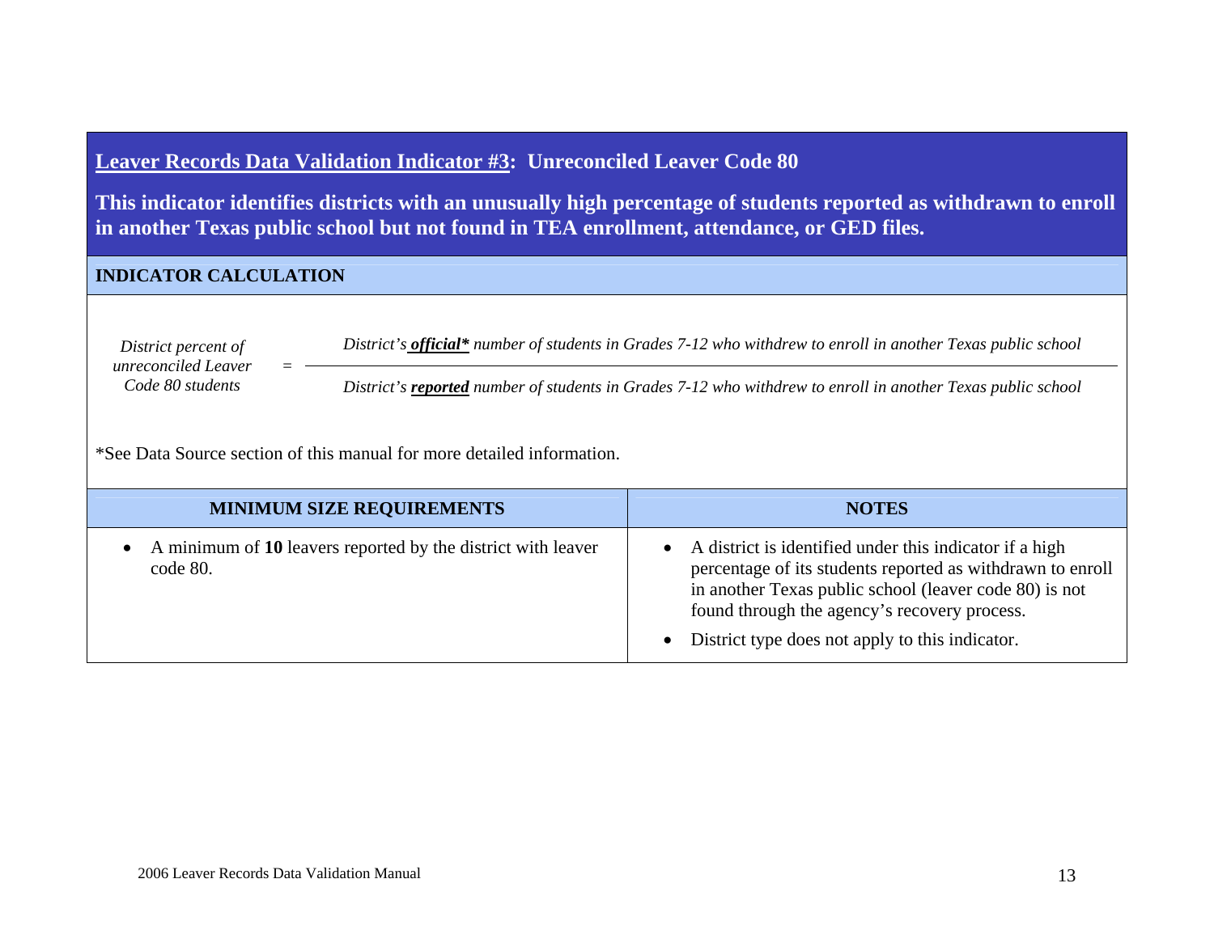## Leaver Records Data Validation Indicator #3: Unreconciled Leaver Code 80

**This indicator identifies districts with an unusually high percentage of students reported as withdrawn to enroll in another Texas public school but not found in TEA enrollment, attendance, or GED files.**

### INDICATOR CALCULATION

$$\textit{District percent of unreconciled Leaver Code 80 students} = \frac{\textit{District's } \underline{\textbf{\textit{official*}}} \textit{ number of students in Grades 7-12 who withdrew to enroll in another Texas public school}}{\textit{District's } \underline{\textbf{\textit{reported}}} \textit{ number of students in Grades 7-12 who withdrew to enroll in another Texas public school}}$$

*See Data Source section of this manual for more detailed information.

| MINIMUM SIZE REQUIREMENTS | NOTES |
|---|---|
| • A minimum of **10** leavers reported by the district with leaver code 80. | • A district is identified under this indicator if a high percentage of its students reported as withdrawn to enroll in another Texas public school (leaver code 80) is not found through the agency's recovery process.<br>• District type does not apply to this indicator. |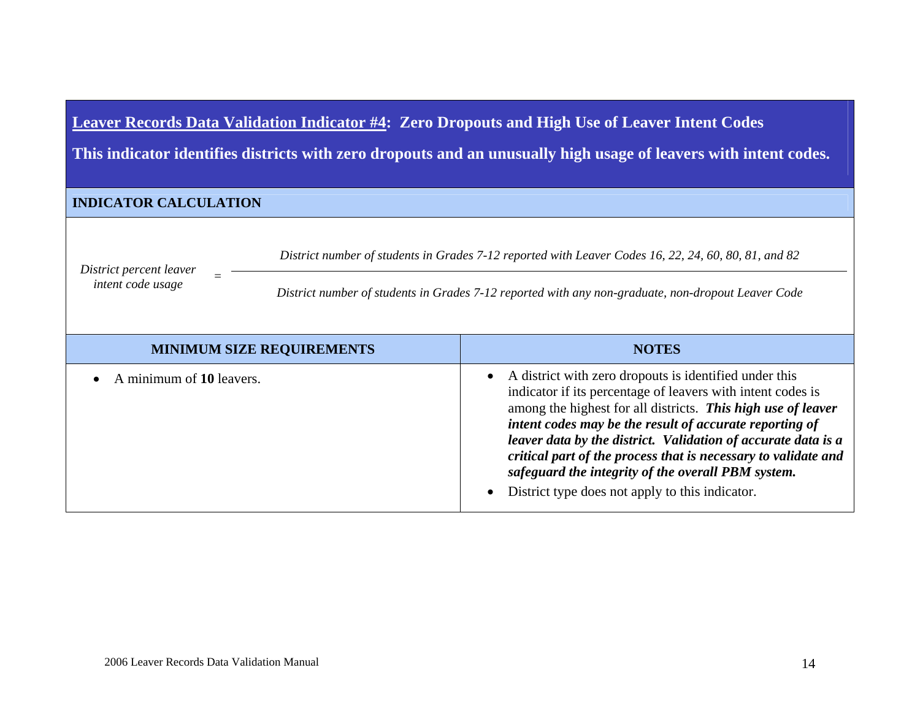## <u>Leaver Records Data Validation Indicator #4</u>: Zero Dropouts and High Use of Leaver Intent Codes

**This indicator identifies districts with zero dropouts and an unusually high usage of leavers with intent codes.**

### INDICATOR CALCULATION

$$\textit{District percent leaver intent code usage} = \frac{\textit{District number of students in Grades 7-12 reported with Leaver Codes 16, 22, 24, 60, 80, 81, and 82}}{\textit{District number of students in Grades 7-12 reported with any non-graduate, non-dropout Leaver Code}}$$

| MINIMUM SIZE REQUIREMENTS | NOTES |
|---|---|
| • A minimum of **10** leavers. | • A district with zero dropouts is identified under this indicator if its percentage of leavers with intent codes is among the highest for all districts. ***This high use of leaver intent codes may be the result of accurate reporting of leaver data by the district. Validation of accurate data is a critical part of the process that is necessary to validate and safeguard the integrity of the overall PBM system.*** <br> • District type does not apply to this indicator. |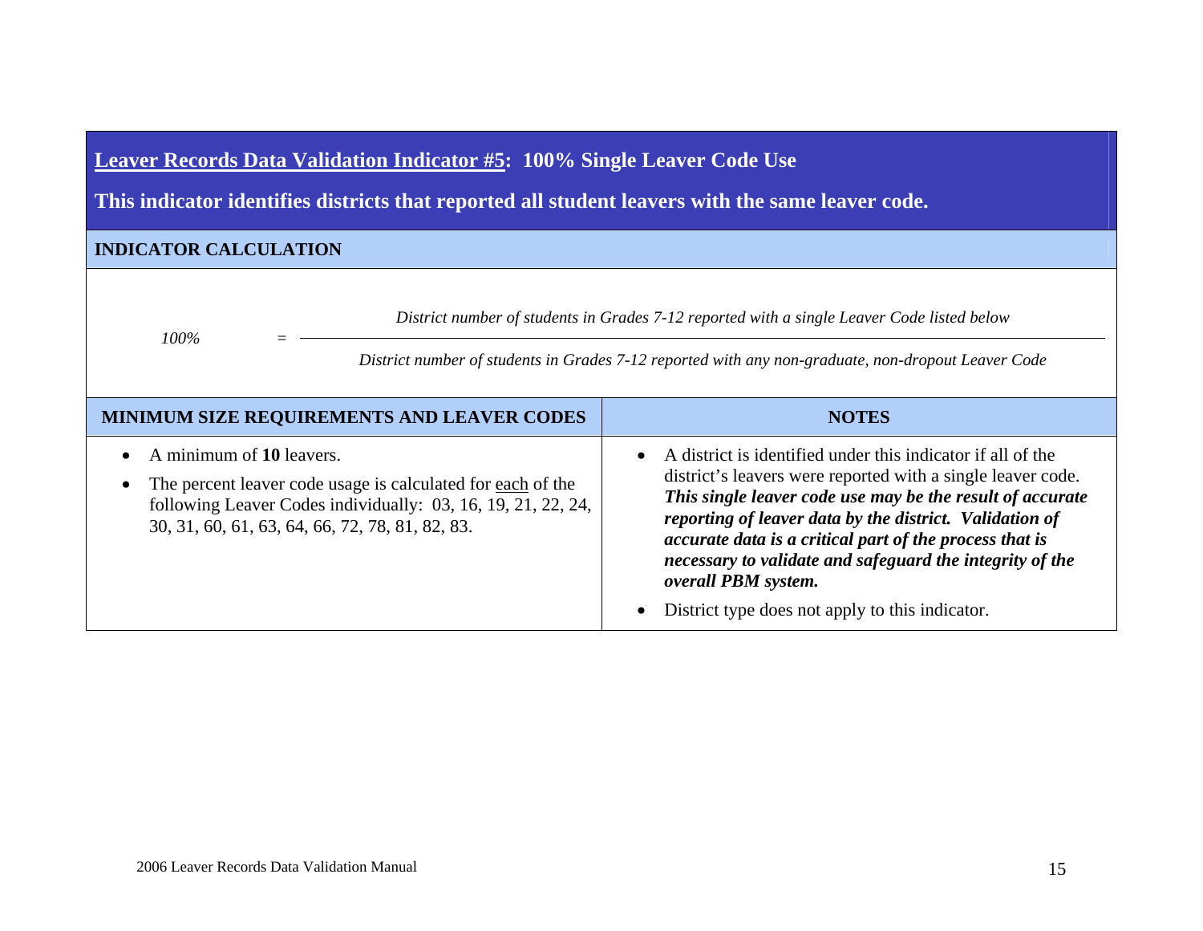## <u>Leaver Records Data Validation Indicator #5</u>: 100% Single Leaver Code Use

**This indicator identifies districts that reported all student leavers with the same leaver code.**

### INDICATOR CALCULATION

$$100\% = \frac{\textit{District number of students in Grades 7-12 reported with a single Leaver Code listed below}}{\textit{District number of students in Grades 7-12 reported with any non-graduate, non-dropout Leaver Code}}$$

| MINIMUM SIZE REQUIREMENTS AND LEAVER CODES | NOTES |
|---|---|
| • A minimum of **10** leavers.<br>• The percent leaver code usage is calculated for <u>each</u> of the following Leaver Codes individually: 03, 16, 19, 21, 22, 24, 30, 31, 60, 61, 63, 64, 66, 72, 78, 81, 82, 83. | • A district is identified under this indicator if all of the district's leavers were reported with a single leaver code. ***This single leaver code use may be the result of accurate reporting of leaver data by the district. Validation of accurate data is a critical part of the process that is necessary to validate and safeguard the integrity of the overall PBM system.***<br>• District type does not apply to this indicator. |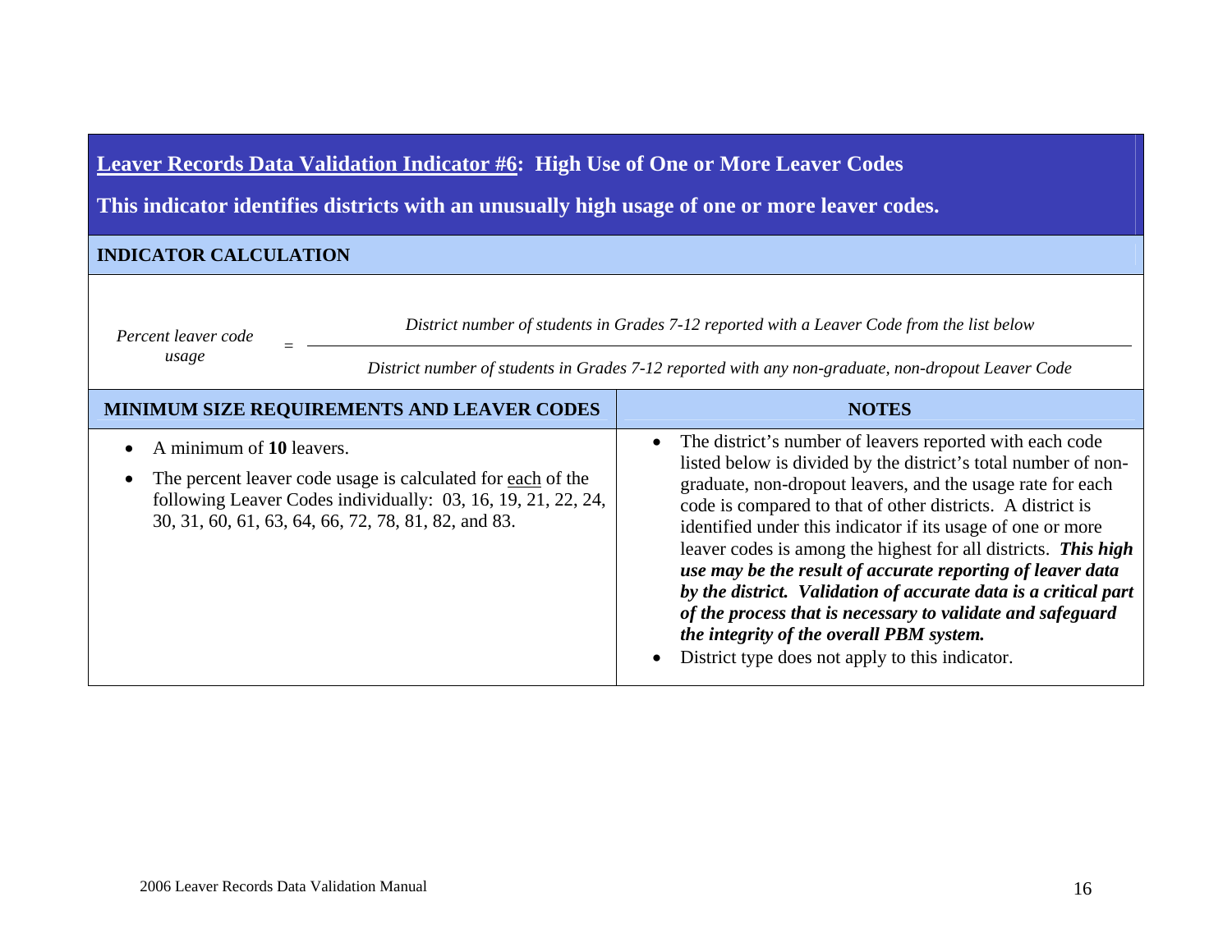## <u>Leaver Records Data Validation Indicator #6</u>: High Use of One or More Leaver Codes

**This indicator identifies districts with an unusually high usage of one or more leaver codes.**

### INDICATOR CALCULATION

$$\textit{Percent leaver code usage} = \frac{\textit{District number of students in Grades 7-12 reported with a Leaver Code from the list below}}{\textit{District number of students in Grades 7-12 reported with any non-graduate, non-dropout Leaver Code}}$$

| MINIMUM SIZE REQUIREMENTS AND LEAVER CODES | NOTES |
|---|---|
| • A minimum of **10** leavers.<br>• The percent leaver code usage is calculated for <u>each</u> of the following Leaver Codes individually: 03, 16, 19, 21, 22, 24, 30, 31, 60, 61, 63, 64, 66, 72, 78, 81, 82, and 83. | • The district's number of leavers reported with each code listed below is divided by the district's total number of non-graduate, non-dropout leavers, and the usage rate for each code is compared to that of other districts. A district is identified under this indicator if its usage of one or more leaver codes is among the highest for all districts. ***This high use may be the result of accurate reporting of leaver data by the district. Validation of accurate data is a critical part of the process that is necessary to validate and safeguard the integrity of the overall PBM system.***<br>• District type does not apply to this indicator. |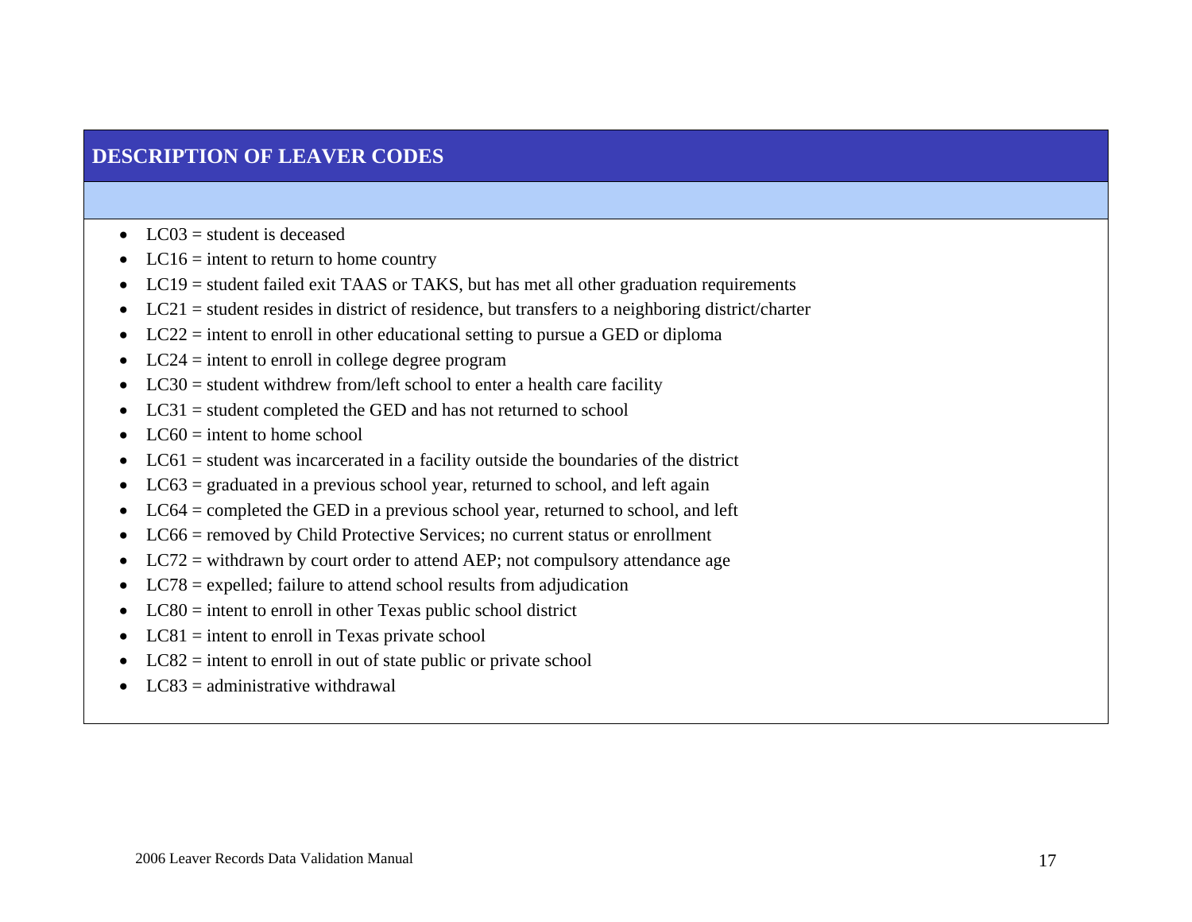## DESCRIPTION OF LEAVER CODES

- LC03 = student is deceased
- LC16 = intent to return to home country
- LC19 = student failed exit TAAS or TAKS, but has met all other graduation requirements
- LC21 = student resides in district of residence, but transfers to a neighboring district/charter
- LC22 = intent to enroll in other educational setting to pursue a GED or diploma
- LC24 = intent to enroll in college degree program
- LC30 = student withdrew from/left school to enter a health care facility
- LC31 = student completed the GED and has not returned to school
- LC60 = intent to home school
- LC61 = student was incarcerated in a facility outside the boundaries of the district
- LC63 = graduated in a previous school year, returned to school, and left again
- LC64 = completed the GED in a previous school year, returned to school, and left
- LC66 = removed by Child Protective Services; no current status or enrollment
- LC72 = withdrawn by court order to attend AEP; not compulsory attendance age
- LC78 = expelled; failure to attend school results from adjudication
- LC80 = intent to enroll in other Texas public school district
- LC81 = intent to enroll in Texas private school
- LC82 = intent to enroll in out of state public or private school
- LC83 = administrative withdrawal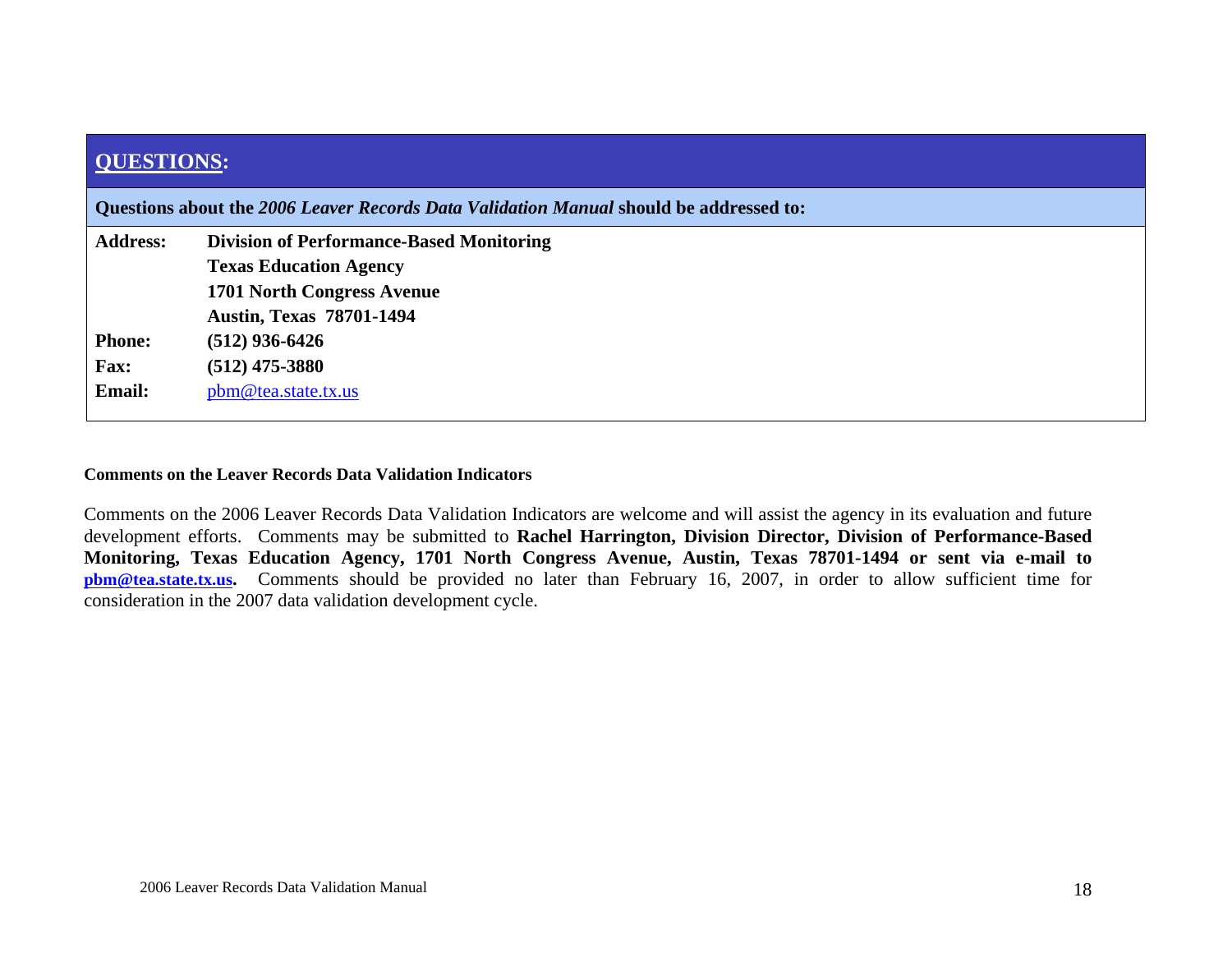## **QUESTIONS:**

**Questions about the *2006 Leaver Records Data Validation Manual* should be addressed to:**

| | |
|---|---|
| **Address:** | **Division of Performance-Based Monitoring**<br>**Texas Education Agency**<br>**1701 North Congress Avenue**<br>**Austin, Texas 78701-1494** |
| **Phone:** | **(512) 936-6426** |
| **Fax:** | **(512) 475-3880** |
| **Email:** | pbm@tea.state.tx.us |

**Comments on the Leaver Records Data Validation Indicators**

Comments on the 2006 Leaver Records Data Validation Indicators are welcome and will assist the agency in its evaluation and future development efforts. Comments may be submitted to **Rachel Harrington, Division Director, Division of Performance-Based Monitoring, Texas Education Agency, 1701 North Congress Avenue, Austin, Texas 78701-1494 or sent via e-mail to pbm@tea.state.tx.us.** Comments should be provided no later than February 16, 2007, in order to allow sufficient time for consideration in the 2007 data validation development cycle.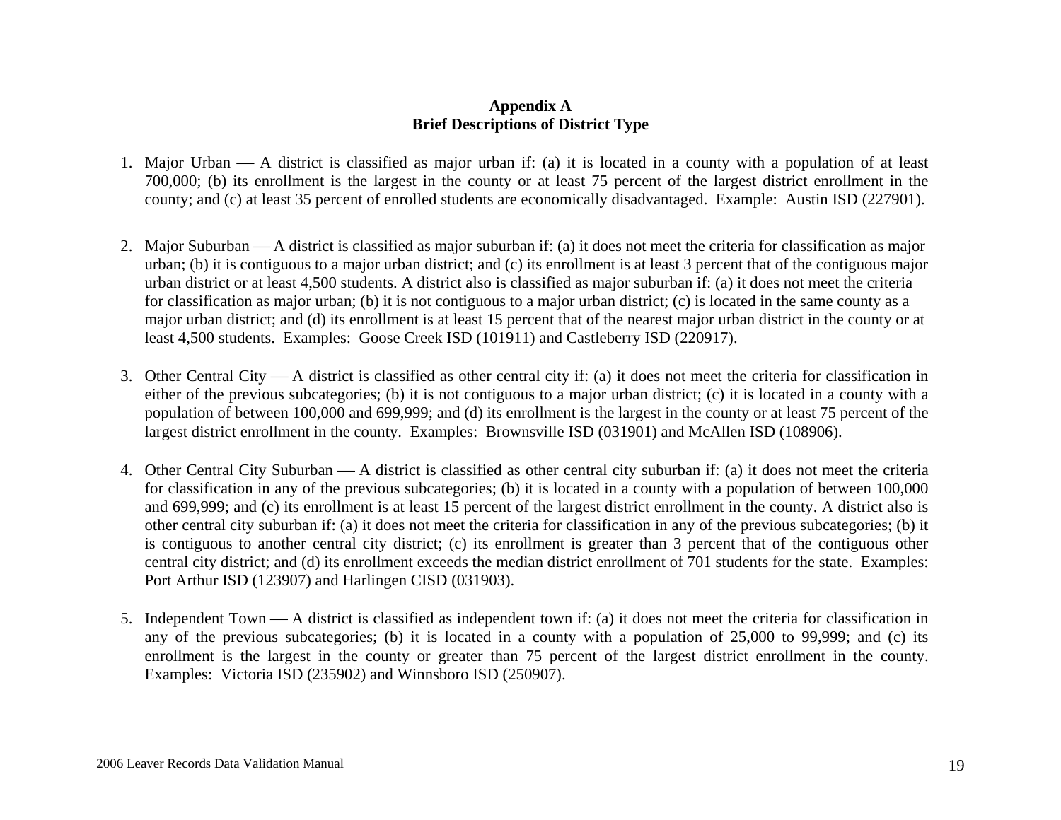## Appendix A
## Brief Descriptions of District Type

1. Major Urban — A district is classified as major urban if: (a) it is located in a county with a population of at least 700,000; (b) its enrollment is the largest in the county or at least 75 percent of the largest district enrollment in the county; and (c) at least 35 percent of enrolled students are economically disadvantaged. Example: Austin ISD (227901).

2. Major Suburban — A district is classified as major suburban if: (a) it does not meet the criteria for classification as major urban; (b) it is contiguous to a major urban district; and (c) its enrollment is at least 3 percent that of the contiguous major urban district or at least 4,500 students. A district also is classified as major suburban if: (a) it does not meet the criteria for classification as major urban; (b) it is not contiguous to a major urban district; (c) is located in the same county as a major urban district; and (d) its enrollment is at least 15 percent that of the nearest major urban district in the county or at least 4,500 students. Examples: Goose Creek ISD (101911) and Castleberry ISD (220917).

3. Other Central City — A district is classified as other central city if: (a) it does not meet the criteria for classification in either of the previous subcategories; (b) it is not contiguous to a major urban district; (c) it is located in a county with a population of between 100,000 and 699,999; and (d) its enrollment is the largest in the county or at least 75 percent of the largest district enrollment in the county. Examples: Brownsville ISD (031901) and McAllen ISD (108906).

4. Other Central City Suburban — A district is classified as other central city suburban if: (a) it does not meet the criteria for classification in any of the previous subcategories; (b) it is located in a county with a population of between 100,000 and 699,999; and (c) its enrollment is at least 15 percent of the largest district enrollment in the county. A district also is other central city suburban if: (a) it does not meet the criteria for classification in any of the previous subcategories; (b) it is contiguous to another central city district; (c) its enrollment is greater than 3 percent that of the contiguous other central city district; and (d) its enrollment exceeds the median district enrollment of 701 students for the state. Examples: Port Arthur ISD (123907) and Harlingen CISD (031903).

5. Independent Town — A district is classified as independent town if: (a) it does not meet the criteria for classification in any of the previous subcategories; (b) it is located in a county with a population of 25,000 to 99,999; and (c) its enrollment is the largest in the county or greater than 75 percent of the largest district enrollment in the county. Examples: Victoria ISD (235902) and Winnsboro ISD (250907).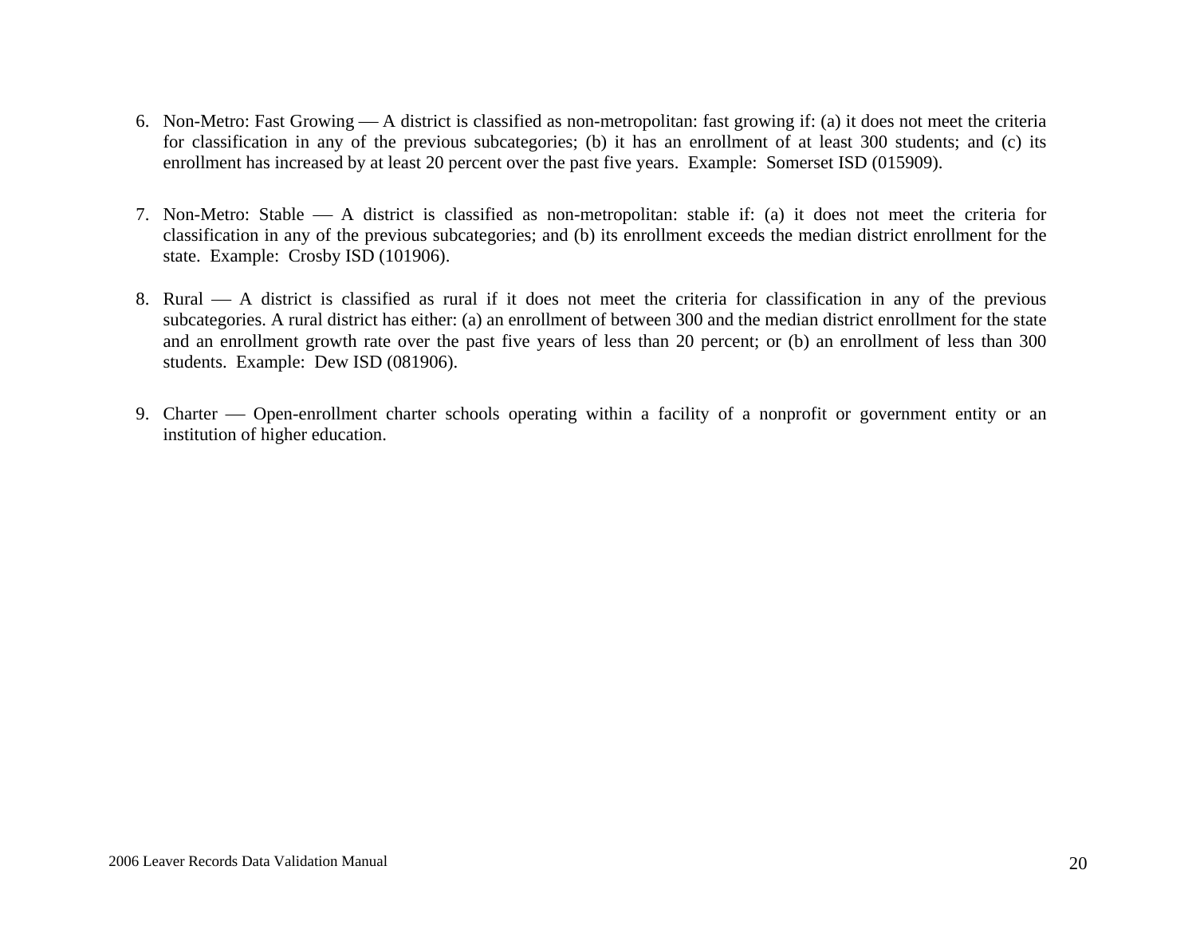6. Non-Metro: Fast Growing — A district is classified as non-metropolitan: fast growing if: (a) it does not meet the criteria for classification in any of the previous subcategories; (b) it has an enrollment of at least 300 students; and (c) its enrollment has increased by at least 20 percent over the past five years. Example: Somerset ISD (015909).

7. Non-Metro: Stable — A district is classified as non-metropolitan: stable if: (a) it does not meet the criteria for classification in any of the previous subcategories; and (b) its enrollment exceeds the median district enrollment for the state. Example: Crosby ISD (101906).

8. Rural — A district is classified as rural if it does not meet the criteria for classification in any of the previous subcategories. A rural district has either: (a) an enrollment of between 300 and the median district enrollment for the state and an enrollment growth rate over the past five years of less than 20 percent; or (b) an enrollment of less than 300 students. Example: Dew ISD (081906).

9. Charter — Open-enrollment charter schools operating within a facility of a nonprofit or government entity or an institution of higher education.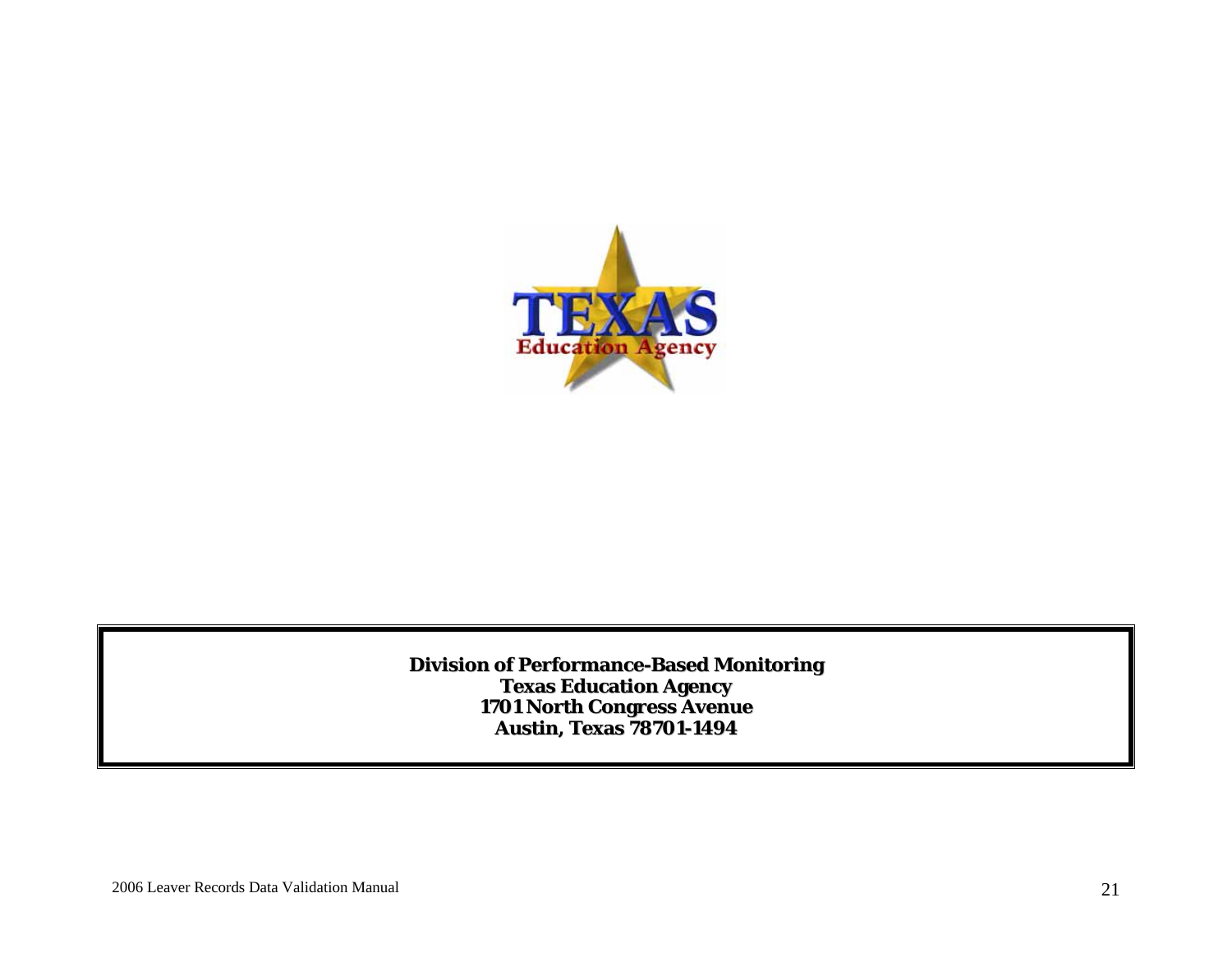**Division of Performance-Based Monitoring**
**Texas Education Agency**
**1701 North Congress Avenue**
**Austin, Texas 78701-1494**